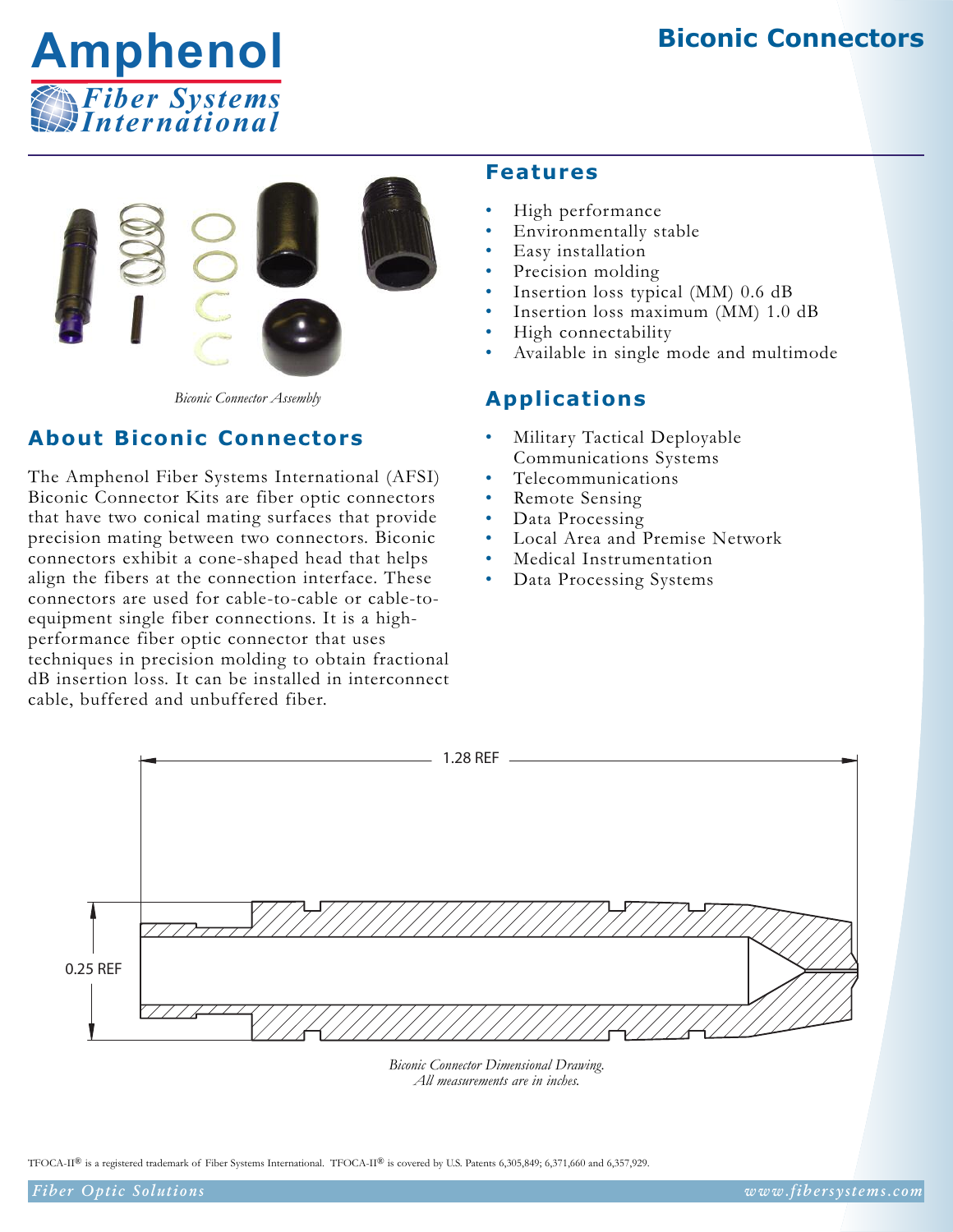# Biconic Connectors

Amphenol Fiber Systems International

Biconic Connector Assembly

## About Biconic Connectors

The Amphenol Fiber Systems International (AFSI) Biconic Connector Kits are fiber optic connectors that have two conical mating surfaces that provide precision mating between two connectors. Biconic connectors exhibit a cone-shaped head that helps align the fibers at the connection interface. These connectors are used for cable-to-cable or cable-to-equipment single fiber connections. It is a high-performance fiber optic connector that uses techniques in precision molding to obtain fractional dB insertion loss. It can be installed in interconnect cable, buffered and unbuffered fiber.

## Features

- High performance
- Environmentally stable
- Easy installation
- Precision molding
- Insertion loss typical (MM) 0.6 dB
- Insertion loss maximum (MM) 1.0 dB
- High connectability
- Available in single mode and multimode

## Applications

- Military Tactical Deployable Communications Systems
- Telecommunications
- Remote Sensing
- Data Processing
- Local Area and Premise Network
- Medical Instrumentation
- Data Processing Systems

1.28 REF

0.25 REF

*Biconic Connector Dimensional Drawing.*
*All measurements are in inches.*

TFOCA-II® is a registered trademark of Fiber Systems International. TFOCA-II® is covered by U.S. Patents 6,305,849; 6,371,660 and 6,357,929.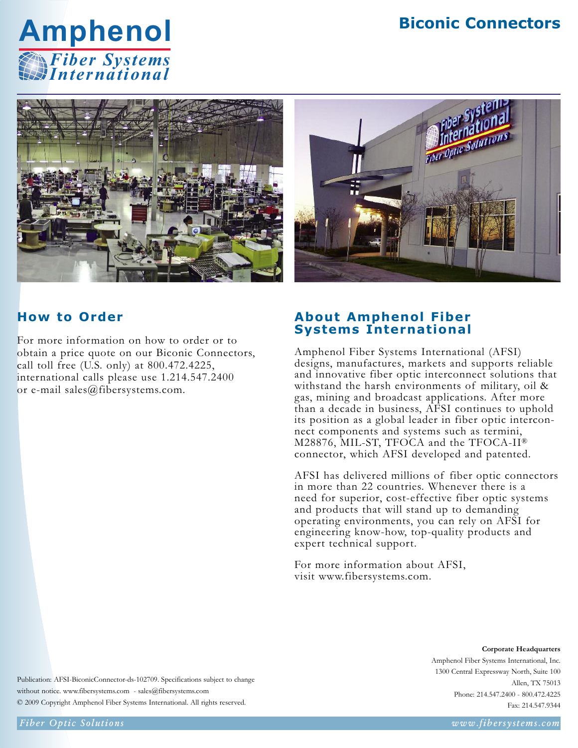# Biconic Connectors

Amphenol
*Fiber Systems International*

## How to Order

For more information on how to order or to obtain a price quote on our Biconic Connectors, call toll free (U.S. only) at 800.472.4225, international calls please use 1.214.547.2400 or e-mail sales@fibersystems.com.

## About Amphenol Fiber Systems International

Amphenol Fiber Systems International (AFSI) designs, manufactures, markets and supports reliable and innovative fiber optic interconnect solutions that withstand the harsh environments of military, oil & gas, mining and broadcast applications. After more than a decade in business, AFSI continues to uphold its position as a global leader in fiber optic interconnect components and systems such as termini, M28876, MIL-ST, TFOCA and the TFOCA-II® connector, which AFSI developed and patented.

AFSI has delivered millions of fiber optic connectors in more than 22 countries. Whenever there is a need for superior, cost-effective fiber optic systems and products that will stand up to demanding operating environments, you can rely on AFSI for engineering know-how, top-quality products and expert technical support.

For more information about AFSI, visit www.fibersystems.com.

Publication: AFSI-BiconicConnector-ds-102709. Specifications subject to change without notice. www.fibersystems.com - sales@fibersystems.com
© 2009 Copyright Amphenol Fiber Systems International. All rights reserved.

**Corporate Headquarters**
Amphenol Fiber Systems International, Inc.
1300 Central Expressway North, Suite 100
Allen, TX 75013
Phone: 214.547.2400 - 800.472.4225
Fax: 214.547.9344

*Fiber Optic Solutions* *www.fibersystems.com*